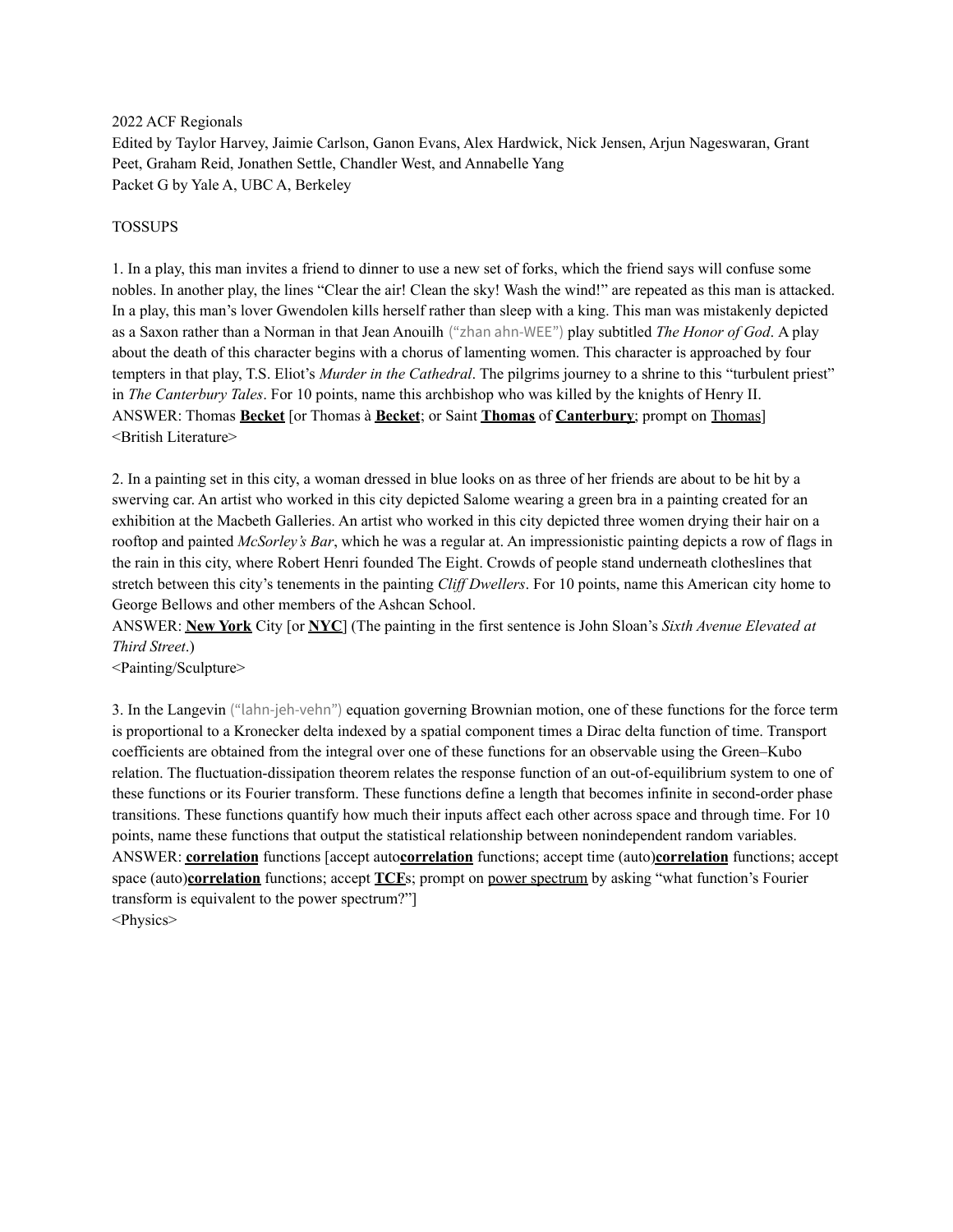2022 ACF Regionals

Edited by Taylor Harvey, Jaimie Carlson, Ganon Evans, Alex Hardwick, Nick Jensen, Arjun Nageswaran, Grant Peet, Graham Reid, Jonathen Settle, Chandler West, and Annabelle Yang

Packet G by Yale A, UBC A, Berkeley

TOSSUPS

1. In a play, this man invites a friend to dinner to use a new set of forks, which the friend says will confuse some nobles. In another play, the lines "Clear the air! Clean the sky! Wash the wind!" are repeated as this man is attacked. In a play, this man's lover Gwendolen kills herself rather than sleep with a king. This man was mistakenly depicted as a Saxon rather than a Norman in that Jean Anouilh ("zhan ahn-WEE") play subtitled *The Honor of God*. A play about the death of this character begins with a chorus of lamenting women. This character is approached by four tempters in that play, T.S. Eliot's *Murder in the Cathedral*. The pilgrims journey to a shrine to this "turbulent priest" in *The Canterbury Tales*. For 10 points, name this archbishop who was killed by the knights of Henry II.

ANSWER: Thomas **Becket** [or Thomas à **Becket**; or Saint **Thomas** of **Canterbury**; prompt on Thomas]

<British Literature>

2. In a painting set in this city, a woman dressed in blue looks on as three of her friends are about to be hit by a swerving car. An artist who worked in this city depicted Salome wearing a green bra in a painting created for an exhibition at the Macbeth Galleries. An artist who worked in this city depicted three women drying their hair on a rooftop and painted *McSorley's Bar*, which he was a regular at. An impressionistic painting depicts a row of flags in the rain in this city, where Robert Henri founded The Eight. Crowds of people stand underneath clotheslines that stretch between this city's tenements in the painting *Cliff Dwellers*. For 10 points, name this American city home to George Bellows and other members of the Ashcan School.

ANSWER: **New York** City [or **NYC**] (The painting in the first sentence is John Sloan's *Sixth Avenue Elevated at Third Street*.)

<Painting/Sculpture>

3. In the Langevin ("lahn-jeh-vehn") equation governing Brownian motion, one of these functions for the force term is proportional to a Kronecker delta indexed by a spatial component times a Dirac delta function of time. Transport coefficients are obtained from the integral over one of these functions for an observable using the Green–Kubo relation. The fluctuation-dissipation theorem relates the response function of an out-of-equilibrium system to one of these functions or its Fourier transform. These functions define a length that becomes infinite in second-order phase transitions. These functions quantify how much their inputs affect each other across space and through time. For 10 points, name these functions that output the statistical relationship between nonindependent random variables.

ANSWER: **correlation** functions [accept auto**correlation** functions; accept time (auto)**correlation** functions; accept space (auto)**correlation** functions; accept **TCF**s; prompt on power spectrum by asking "what function's Fourier transform is equivalent to the power spectrum?"]

<Physics>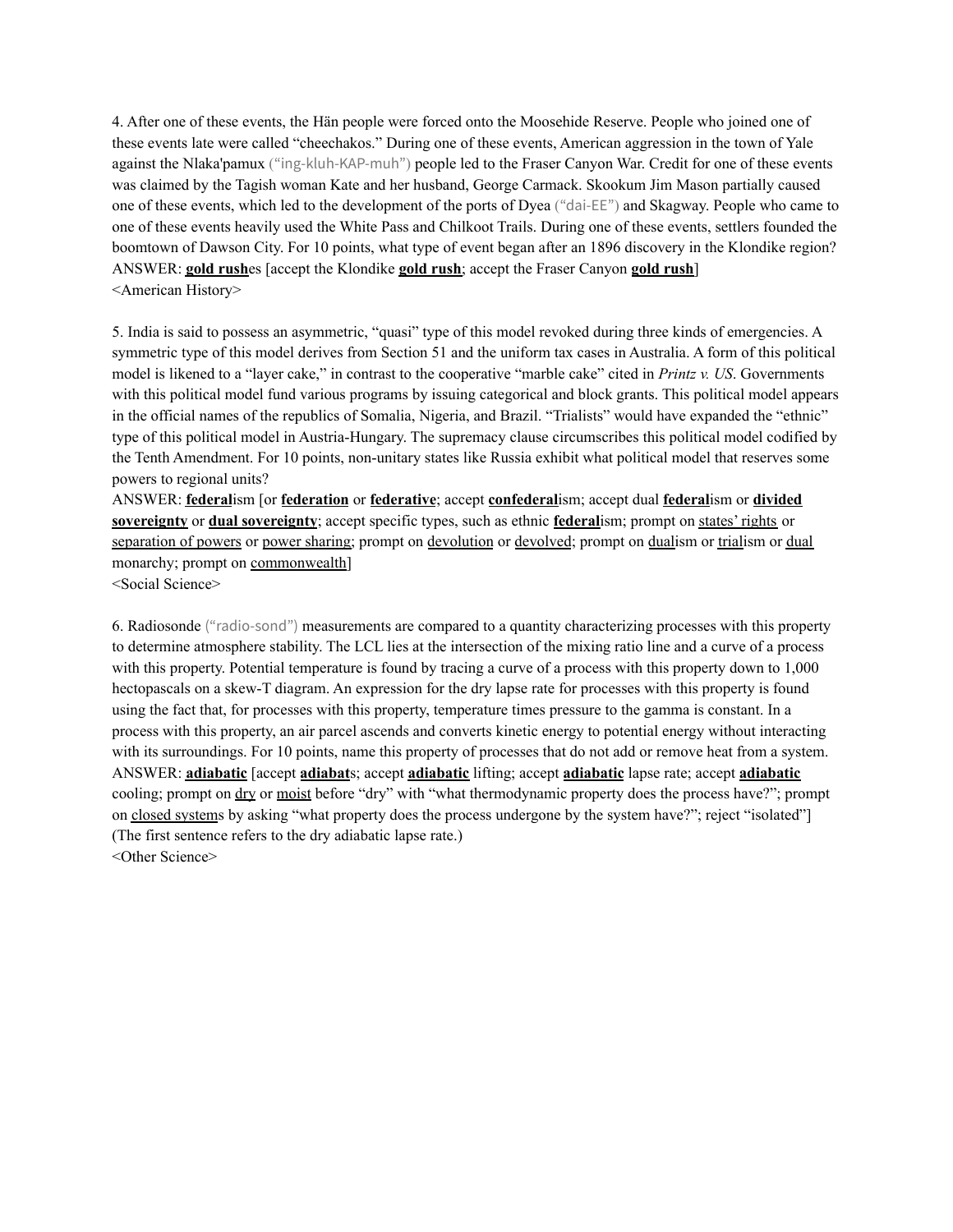4. After one of these events, the Hän people were forced onto the Moosehide Reserve. People who joined one of these events late were called "cheechakos." During one of these events, American aggression in the town of Yale against the Nlaka'pamux ("ing-kluh-KAP-muh") people led to the Fraser Canyon War. Credit for one of these events was claimed by the Tagish woman Kate and her husband, George Carmack. Skookum Jim Mason partially caused one of these events, which led to the development of the ports of Dyea ("dai-EE") and Skagway. People who came to one of these events heavily used the White Pass and Chilkoot Trails. During one of these events, settlers founded the boomtown of Dawson City. For 10 points, what type of event began after an 1896 discovery in the Klondike region?
ANSWER: <u>**gold rush**</u>es [accept the Klondike <u>**gold rush**</u>; accept the Fraser Canyon <u>**gold rush**</u>]
<American History>

5. India is said to possess an asymmetric, "quasi" type of this model revoked during three kinds of emergencies. A symmetric type of this model derives from Section 51 and the uniform tax cases in Australia. A form of this political model is likened to a "layer cake," in contrast to the cooperative "marble cake" cited in *Printz v. US*. Governments with this political model fund various programs by issuing categorical and block grants. This political model appears in the official names of the republics of Somalia, Nigeria, and Brazil. "Trialists" would have expanded the "ethnic" type of this political model in Austria-Hungary. The supremacy clause circumscribes this political model codified by the Tenth Amendment. For 10 points, non-unitary states like Russia exhibit what political model that reserves some powers to regional units?
ANSWER: <u>**federal**</u>ism [or <u>**federation**</u> or <u>**federative**</u>; accept <u>**confederal**</u>ism; accept dual <u>**federal**</u>ism or <u>**divided sovereignty**</u> or <u>**dual sovereignty**</u>; accept specific types, such as ethnic <u>**federal**</u>ism; prompt on <u>states' rights</u> or <u>separation of powers</u> or <u>power sharing</u>; prompt on <u>devolution</u> or <u>devolved</u>; prompt on <u>dual</u>ism or <u>trial</u>ism or <u>dual</u> monarchy; prompt on <u>commonwealth</u>]
<Social Science>

6. Radiosonde ("radio-sond") measurements are compared to a quantity characterizing processes with this property to determine atmosphere stability. The LCL lies at the intersection of the mixing ratio line and a curve of a process with this property. Potential temperature is found by tracing a curve of a process with this property down to 1,000 hectopascals on a skew-T diagram. An expression for the dry lapse rate for processes with this property is found using the fact that, for processes with this property, temperature times pressure to the gamma is constant. In a process with this property, an air parcel ascends and converts kinetic energy to potential energy without interacting with its surroundings. For 10 points, name this property of processes that do not add or remove heat from a system.
ANSWER: <u>**adiabatic**</u> [accept <u>**adiabat**</u>s; accept <u>**adiabatic**</u> lifting; accept <u>**adiabatic**</u> lapse rate; accept <u>**adiabatic**</u> cooling; prompt on <u>dry</u> or <u>moist</u> before "dry" with "what thermodynamic property does the process have?"; prompt on <u>closed system</u>s by asking "what property does the process undergone by the system have?"; reject "isolated"]
(The first sentence refers to the dry adiabatic lapse rate.)
<Other Science>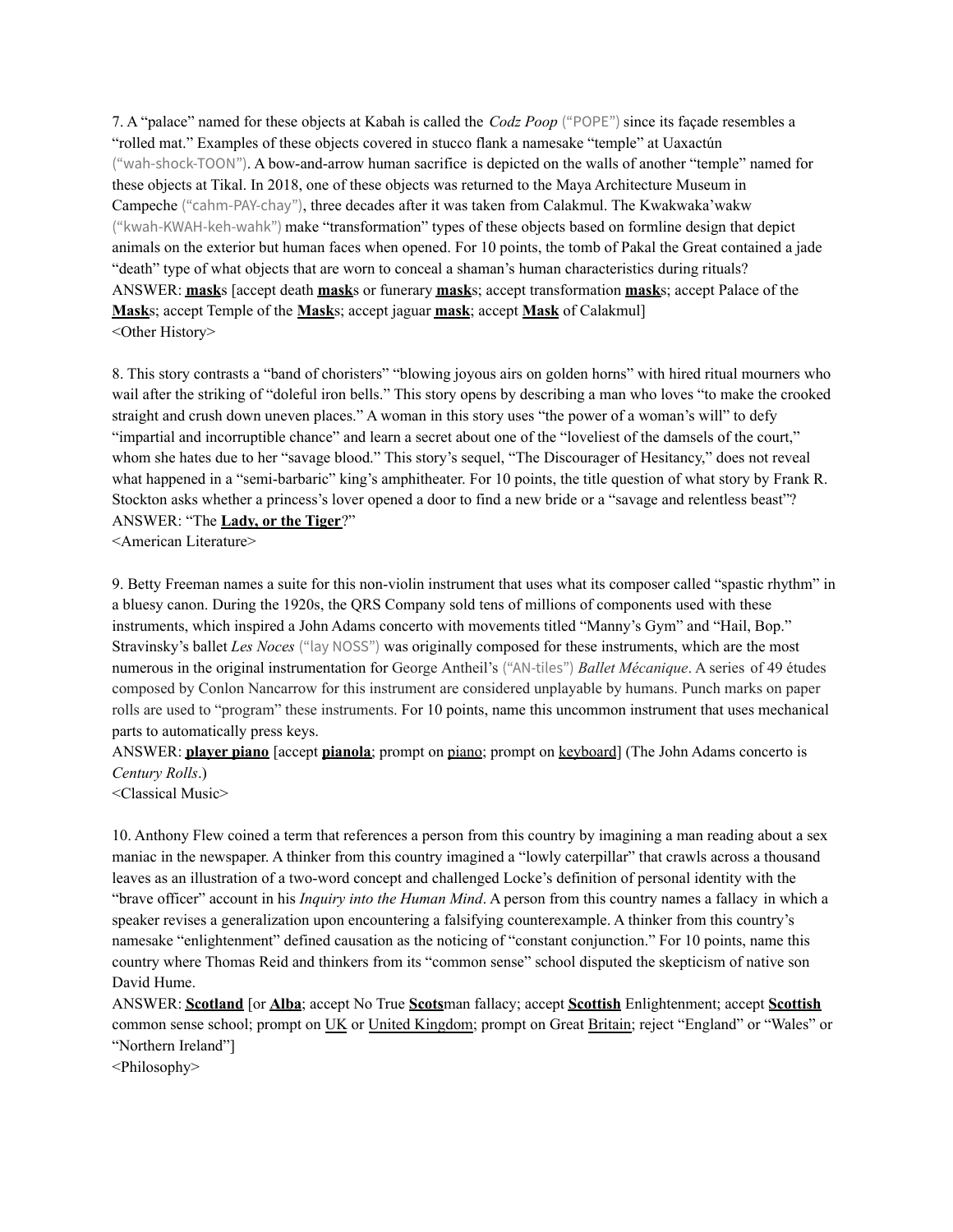7. A "palace" named for these objects at Kabah is called the *Codz Poop* ("POPE") since its façade resembles a "rolled mat." Examples of these objects covered in stucco flank a namesake "temple" at Uaxactún ("wah-shock-TOON"). A bow-and-arrow human sacrifice is depicted on the walls of another "temple" named for these objects at Tikal. In 2018, one of these objects was returned to the Maya Architecture Museum in Campeche ("cahm-PAY-chay"), three decades after it was taken from Calakmul. The Kwakwaka'wakw ("kwah-KWAH-keh-wahk") make "transformation" types of these objects based on formline design that depict animals on the exterior but human faces when opened. For 10 points, the tomb of Pakal the Great contained a jade "death" type of what objects that are worn to conceal a shaman's human characteristics during rituals?
ANSWER: **mask**s [accept death **mask**s or funerary **mask**s; accept transformation **mask**s; accept Palace of the **Mask**s; accept Temple of the **Mask**s; accept jaguar **mask**; accept **Mask** of Calakmul]
<Other History>

8. This story contrasts a "band of choristers" "blowing joyous airs on golden horns" with hired ritual mourners who wail after the striking of "doleful iron bells." This story opens by describing a man who loves "to make the crooked straight and crush down uneven places." A woman in this story uses "the power of a woman's will" to defy "impartial and incorruptible chance" and learn a secret about one of the "loveliest of the damsels of the court," whom she hates due to her "savage blood." This story's sequel, "The Discourager of Hesitancy," does not reveal what happened in a "semi-barbaric" king's amphitheater. For 10 points, the title question of what story by Frank R. Stockton asks whether a princess's lover opened a door to find a new bride or a "savage and relentless beast"?
ANSWER: "The **Lady, or the Tiger**?"
<American Literature>

9. Betty Freeman names a suite for this non-violin instrument that uses what its composer called "spastic rhythm" in a bluesy canon. During the 1920s, the QRS Company sold tens of millions of components used with these instruments, which inspired a John Adams concerto with movements titled "Manny's Gym" and "Hail, Bop." Stravinsky's ballet *Les Noces* ("lay NOSS") was originally composed for these instruments, which are the most numerous in the original instrumentation for George Antheil's ("AN-tiles") *Ballet Mécanique*. A series of 49 études composed by Conlon Nancarrow for this instrument are considered unplayable by humans. Punch marks on paper rolls are used to "program" these instruments. For 10 points, name this uncommon instrument that uses mechanical parts to automatically press keys.
ANSWER: **player piano** [accept **pianola**; prompt on piano; prompt on keyboard] (The John Adams concerto is *Century Rolls*.)
<Classical Music>

10. Anthony Flew coined a term that references a person from this country by imagining a man reading about a sex maniac in the newspaper. A thinker from this country imagined a "lowly caterpillar" that crawls across a thousand leaves as an illustration of a two-word concept and challenged Locke's definition of personal identity with the "brave officer" account in his *Inquiry into the Human Mind*. A person from this country names a fallacy in which a speaker revises a generalization upon encountering a falsifying counterexample. A thinker from this country's namesake "enlightenment" defined causation as the noticing of "constant conjunction." For 10 points, name this country where Thomas Reid and thinkers from its "common sense" school disputed the skepticism of native son David Hume.
ANSWER: **Scotland** [or **Alba**; accept No True **Scots**man fallacy; accept **Scottish** Enlightenment; accept **Scottish** common sense school; prompt on UK or United Kingdom; prompt on Great Britain; reject "England" or "Wales" or "Northern Ireland"]
<Philosophy>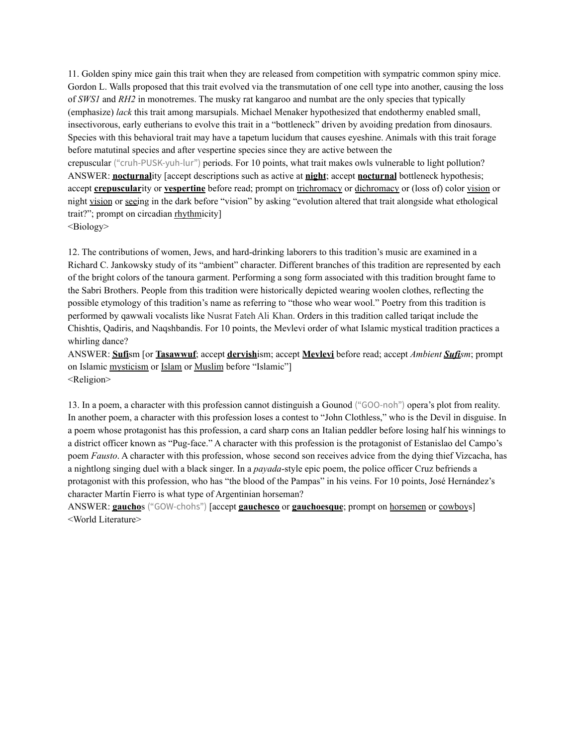11. Golden spiny mice gain this trait when they are released from competition with sympatric common spiny mice. Gordon L. Walls proposed that this trait evolved via the transmutation of one cell type into another, causing the loss of *SWS1* and *RH2* in monotremes. The musky rat kangaroo and numbat are the only species that typically (emphasize) *lack* this trait among marsupials. Michael Menaker hypothesized that endothermy enabled small, insectivorous, early eutherians to evolve this trait in a "bottleneck" driven by avoiding predation from dinosaurs. Species with this behavioral trait may have a tapetum lucidum that causes eyeshine. Animals with this trait forage before matutinal species and after vespertine species since they are active between the crepuscular ("cruh-PUSK-yuh-lur") periods. For 10 points, what trait makes owls vulnerable to light pollution?

ANSWER: **nocturnal**ity [accept descriptions such as active at **night**; accept **nocturnal** bottleneck hypothesis; accept **crepuscular**ity or **vespertine** before read; prompt on trichromacy or dichromacy or (loss of) color vision or night vision or seeing in the dark before "vision" by asking "evolution altered that trait alongside what ethological trait?"; prompt on circadian rhythmicity]

<Biology>

12. The contributions of women, Jews, and hard-drinking laborers to this tradition's music are examined in a Richard C. Jankowsky study of its "ambient" character. Different branches of this tradition are represented by each of the bright colors of the tanoura garment. Performing a song form associated with this tradition brought fame to the Sabri Brothers. People from this tradition were historically depicted wearing woolen clothes, reflecting the possible etymology of this tradition's name as referring to "those who wear wool." Poetry from this tradition is performed by qawwali vocalists like Nusrat Fateh Ali Khan. Orders in this tradition called tariqat include the Chishtis, Qadiris, and Naqshbandis. For 10 points, the Mevlevi order of what Islamic mystical tradition practices a whirling dance?

ANSWER: **Sufi**sm [or **Tasawwuf**; accept **dervish**ism; accept **Mevlevi** before read; accept *Ambient **Sufi**sm*; prompt on Islamic mysticism or Islam or Muslim before "Islamic"]

<Religion>

13. In a poem, a character with this profession cannot distinguish a Gounod ("GOO-noh") opera's plot from reality. In another poem, a character with this profession loses a contest to "John Clothless," who is the Devil in disguise. In a poem whose protagonist has this profession, a card sharp cons an Italian peddler before losing half his winnings to a district officer known as "Pug-face." A character with this profession is the protagonist of Estanislao del Campo's poem *Fausto*. A character with this profession, whose second son receives advice from the dying thief Vizcacha, has a nightlong singing duel with a black singer. In a *payada*-style epic poem, the police officer Cruz befriends a protagonist with this profession, who has "the blood of the Pampas" in his veins. For 10 points, José Hernández's character Martín Fierro is what type of Argentinian horseman?

ANSWER: **gaucho**s ("GOW-chohs") [accept **gauchesco** or **gauchoesque**; prompt on horsemen or cowboys]

<World Literature>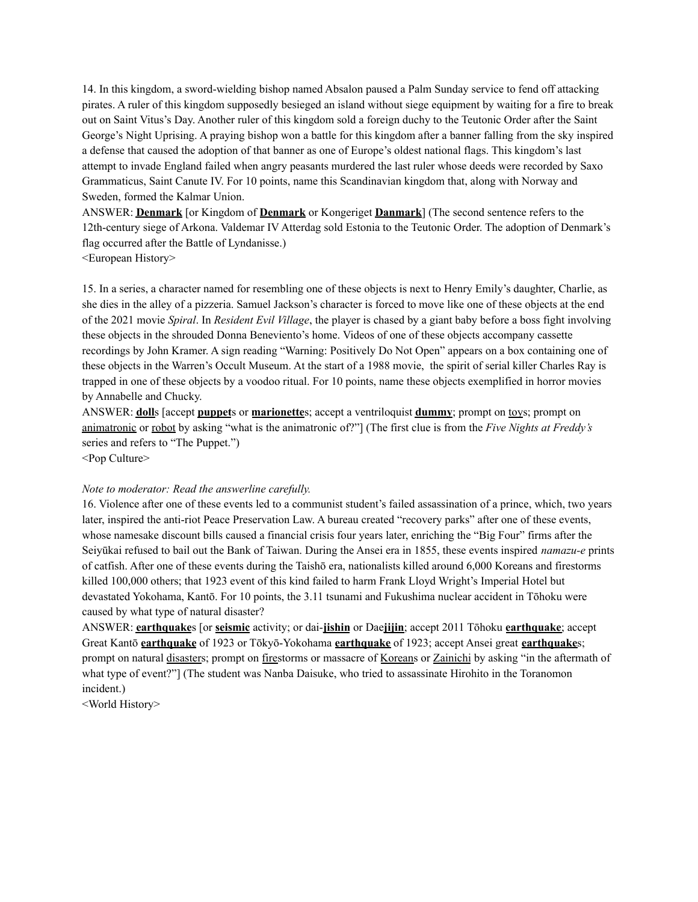14. In this kingdom, a sword-wielding bishop named Absalon paused a Palm Sunday service to fend off attacking pirates. A ruler of this kingdom supposedly besieged an island without siege equipment by waiting for a fire to break out on Saint Vitus's Day. Another ruler of this kingdom sold a foreign duchy to the Teutonic Order after the Saint George's Night Uprising. A praying bishop won a battle for this kingdom after a banner falling from the sky inspired a defense that caused the adoption of that banner as one of Europe's oldest national flags. This kingdom's last attempt to invade England failed when angry peasants murdered the last ruler whose deeds were recorded by Saxo Grammaticus, Saint Canute IV. For 10 points, name this Scandinavian kingdom that, along with Norway and Sweden, formed the Kalmar Union.

ANSWER: **Denmark** [or Kingdom of **Denmark** or Kongeriget **Danmark**] (The second sentence refers to the 12th-century siege of Arkona. Valdemar IV Atterdag sold Estonia to the Teutonic Order. The adoption of Denmark's flag occurred after the Battle of Lyndanisse.)

<European History>

15. In a series, a character named for resembling one of these objects is next to Henry Emily's daughter, Charlie, as she dies in the alley of a pizzeria. Samuel Jackson's character is forced to move like one of these objects at the end of the 2021 movie *Spiral*. In *Resident Evil Village*, the player is chased by a giant baby before a boss fight involving these objects in the shrouded Donna Beneviento's home. Videos of one of these objects accompany cassette recordings by John Kramer. A sign reading "Warning: Positively Do Not Open" appears on a box containing one of these objects in the Warren's Occult Museum. At the start of a 1988 movie, the spirit of serial killer Charles Ray is trapped in one of these objects by a voodoo ritual. For 10 points, name these objects exemplified in horror movies by Annabelle and Chucky.

ANSWER: **doll**s [accept **puppet**s or **marionette**s; accept a ventriloquist **dummy**; prompt on toys; prompt on animatronic or robot by asking "what is the animatronic of?"] (The first clue is from the *Five Nights at Freddy's* series and refers to "The Puppet.")

<Pop Culture>

*Note to moderator: Read the answerline carefully.*

16. Violence after one of these events led to a communist student's failed assassination of a prince, which, two years later, inspired the anti-riot Peace Preservation Law. A bureau created "recovery parks" after one of these events, whose namesake discount bills caused a financial crisis four years later, enriching the "Big Four" firms after the Seiyūkai refused to bail out the Bank of Taiwan. During the Ansei era in 1855, these events inspired *namazu-e* prints of catfish. After one of these events during the Taishō era, nationalists killed around 6,000 Koreans and firestorms killed 100,000 others; that 1923 event of this kind failed to harm Frank Lloyd Wright's Imperial Hotel but devastated Yokohama, Kantō. For 10 points, the 3.11 tsunami and Fukushima nuclear accident in Tōhoku were caused by what type of natural disaster?

ANSWER: **earthquake**s [or **seismic** activity; or dai-**jishin** or Dae**jijin**; accept 2011 Tōhoku **earthquake**; accept Great Kantō **earthquake** of 1923 or Tōkyō-Yokohama **earthquake** of 1923; accept Ansei great **earthquake**s; prompt on natural disasters; prompt on firestorms or massacre of Koreans or Zainichi by asking "in the aftermath of what type of event?"] (The student was Nanba Daisuke, who tried to assassinate Hirohito in the Toranomon incident.)

<World History>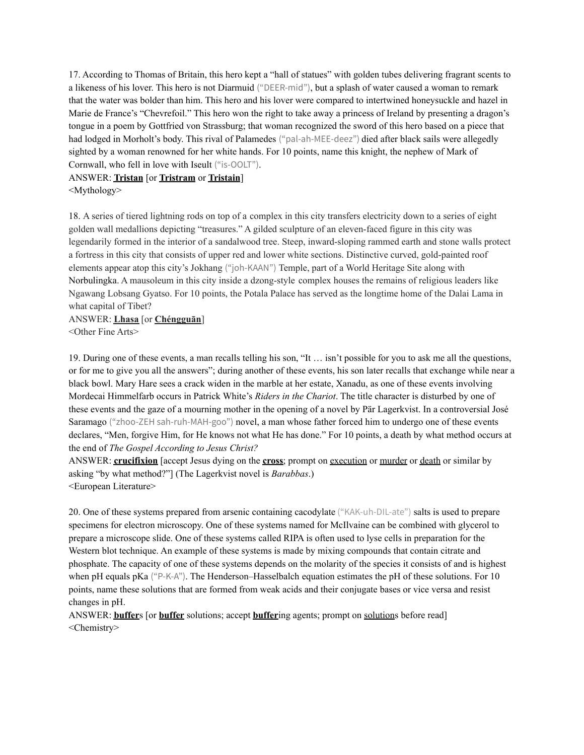17. According to Thomas of Britain, this hero kept a "hall of statues" with golden tubes delivering fragrant scents to a likeness of his lover. This hero is not Diarmuid ("DEER-mid"), but a splash of water caused a woman to remark that the water was bolder than him. This hero and his lover were compared to intertwined honeysuckle and hazel in Marie de France's "Chevrefoil." This hero won the right to take away a princess of Ireland by presenting a dragon's tongue in a poem by Gottfried von Strassburg; that woman recognized the sword of this hero based on a piece that had lodged in Morholt's body. This rival of Palamedes ("pal-ah-MEE-deez") died after black sails were allegedly sighted by a woman renowned for her white hands. For 10 points, name this knight, the nephew of Mark of Cornwall, who fell in love with Iseult ("is-OOLT").

ANSWER: **Tristan** [or **Tristram** or **Tristain**]

<Mythology>

18. A series of tiered lightning rods on top of a complex in this city transfers electricity down to a series of eight golden wall medallions depicting "treasures." A gilded sculpture of an eleven-faced figure in this city was legendarily formed in the interior of a sandalwood tree. Steep, inward-sloping rammed earth and stone walls protect a fortress in this city that consists of upper red and lower white sections. Distinctive curved, gold-painted roof elements appear atop this city's Jokhang ("joh-KAAN") Temple, part of a World Heritage Site along with Norbulingka. A mausoleum in this city inside a dzong-style complex houses the remains of religious leaders like Ngawang Lobsang Gyatso. For 10 points, the Potala Palace has served as the longtime home of the Dalai Lama in what capital of Tibet?

ANSWER: **Lhasa** [or **Chéngguān**]

<Other Fine Arts>

19. During one of these events, a man recalls telling his son, "It … isn't possible for you to ask me all the questions, or for me to give you all the answers"; during another of these events, his son later recalls that exchange while near a black bowl. Mary Hare sees a crack widen in the marble at her estate, Xanadu, as one of these events involving Mordecai Himmelfarb occurs in Patrick White's *Riders in the Chariot*. The title character is disturbed by one of these events and the gaze of a mourning mother in the opening of a novel by Pär Lagerkvist. In a controversial José Saramago ("zhoo-ZEH sah-ruh-MAH-goo") novel, a man whose father forced him to undergo one of these events declares, "Men, forgive Him, for He knows not what He has done." For 10 points, a death by what method occurs at the end of *The Gospel According to Jesus Christ?*

ANSWER: **crucifixion** [accept Jesus dying on the **cross**; prompt on execution or murder or death or similar by asking "by what method?"] (The Lagerkvist novel is *Barabbas*.)

<European Literature>

20. One of these systems prepared from arsenic containing cacodylate ("KAK-uh-DIL-ate") salts is used to prepare specimens for electron microscopy. One of these systems named for McIlvaine can be combined with glycerol to prepare a microscope slide. One of these systems called RIPA is often used to lyse cells in preparation for the Western blot technique. An example of these systems is made by mixing compounds that contain citrate and phosphate. The capacity of one of these systems depends on the molarity of the species it consists of and is highest when pH equals pKa ("P-K-A"). The Henderson–Hasselbalch equation estimates the pH of these solutions. For 10 points, name these solutions that are formed from weak acids and their conjugate bases or vice versa and resist changes in pH.

ANSWER: **buffer**s [or **buffer** solutions; accept **buffer**ing agents; prompt on solutions before read]

<Chemistry>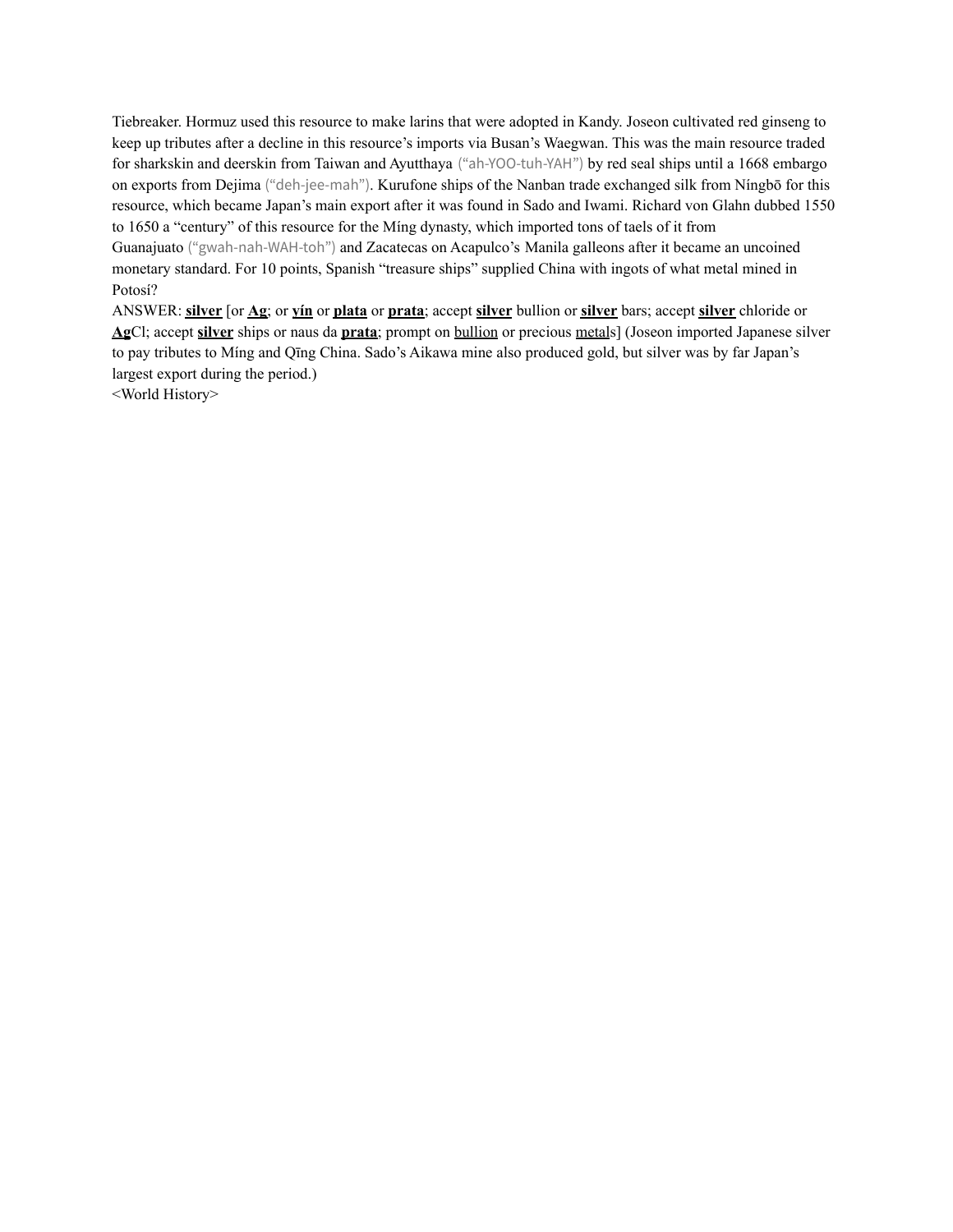Tiebreaker. Hormuz used this resource to make larins that were adopted in Kandy. Joseon cultivated red ginseng to keep up tributes after a decline in this resource's imports via Busan's Waegwan. This was the main resource traded for sharkskin and deerskin from Taiwan and Ayutthaya ("ah-YOO-tuh-YAH") by red seal ships until a 1668 embargo on exports from Dejima ("deh-jee-mah"). Kurufone ships of the Nanban trade exchanged silk from Níngbō for this resource, which became Japan's main export after it was found in Sado and Iwami. Richard von Glahn dubbed 1550 to 1650 a "century" of this resource for the Míng dynasty, which imported tons of taels of it from Guanajuato ("gwah-nah-WAH-toh") and Zacatecas on Acapulco's Manila galleons after it became an uncoined monetary standard. For 10 points, Spanish "treasure ships" supplied China with ingots of what metal mined in Potosí?

ANSWER: **silver** [or **Ag**; or **yín** or **plata** or **prata**; accept **silver** bullion or **silver** bars; accept **silver** chloride or **Ag**Cl; accept **silver** ships or naus da **prata**; prompt on bullion or precious metals] (Joseon imported Japanese silver to pay tributes to Míng and Qīng China. Sado's Aikawa mine also produced gold, but silver was by far Japan's largest export during the period.)

<World History>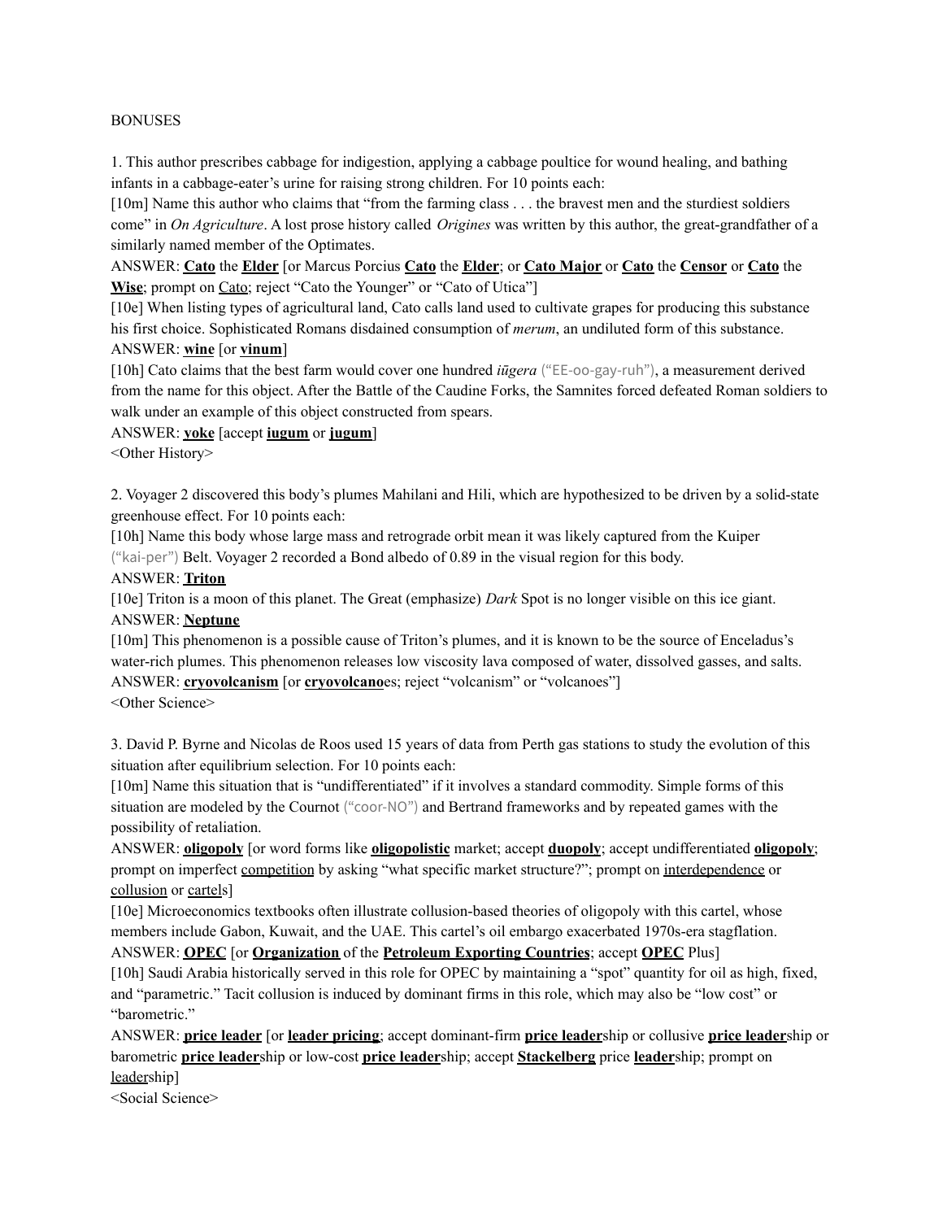BONUSES

1. This author prescribes cabbage for indigestion, applying a cabbage poultice for wound healing, and bathing infants in a cabbage-eater's urine for raising strong children. For 10 points each:

[10m] Name this author who claims that "from the farming class . . . the bravest men and the sturdiest soldiers come" in *On Agriculture*. A lost prose history called *Origines* was written by this author, the great-grandfather of a similarly named member of the Optimates.

ANSWER: **Cato** the **Elder** [or Marcus Porcius **Cato** the **Elder**; or **Cato Major** or **Cato** the **Censor** or **Cato** the **Wise**; prompt on Cato; reject "Cato the Younger" or "Cato of Utica"]

[10e] When listing types of agricultural land, Cato calls land used to cultivate grapes for producing this substance his first choice. Sophisticated Romans disdained consumption of *merum*, an undiluted form of this substance.

ANSWER: **wine** [or **vinum**]

[10h] Cato claims that the best farm would cover one hundred *iūgera* ("EE-oo-gay-ruh"), a measurement derived from the name for this object. After the Battle of the Caudine Forks, the Samnites forced defeated Roman soldiers to walk under an example of this object constructed from spears.

ANSWER: **yoke** [accept **iugum** or **jugum**]

<Other History>

2. Voyager 2 discovered this body's plumes Mahilani and Hili, which are hypothesized to be driven by a solid-state greenhouse effect. For 10 points each:

[10h] Name this body whose large mass and retrograde orbit mean it was likely captured from the Kuiper ("kai-per") Belt. Voyager 2 recorded a Bond albedo of 0.89 in the visual region for this body.

ANSWER: **Triton**

[10e] Triton is a moon of this planet. The Great (emphasize) *Dark* Spot is no longer visible on this ice giant.

ANSWER: **Neptune**

[10m] This phenomenon is a possible cause of Triton's plumes, and it is known to be the source of Enceladus's water-rich plumes. This phenomenon releases low viscosity lava composed of water, dissolved gasses, and salts.

ANSWER: **cryovolcanism** [or **cryovolcano**es; reject "volcanism" or "volcanoes"]

<Other Science>

3. David P. Byrne and Nicolas de Roos used 15 years of data from Perth gas stations to study the evolution of this situation after equilibrium selection. For 10 points each:

[10m] Name this situation that is "undifferentiated" if it involves a standard commodity. Simple forms of this situation are modeled by the Cournot ("coor-NO") and Bertrand frameworks and by repeated games with the possibility of retaliation.

ANSWER: **oligopoly** [or word forms like **oligopolistic** market; accept **duopoly**; accept undifferentiated **oligopoly**; prompt on imperfect competition by asking "what specific market structure?"; prompt on interdependence or collusion or cartels]

[10e] Microeconomics textbooks often illustrate collusion-based theories of oligopoly with this cartel, whose members include Gabon, Kuwait, and the UAE. This cartel's oil embargo exacerbated 1970s-era stagflation.

ANSWER: **OPEC** [or **Organization** of the **Petroleum Exporting Countries**; accept **OPEC** Plus]

[10h] Saudi Arabia historically served in this role for OPEC by maintaining a "spot" quantity for oil as high, fixed, and "parametric." Tacit collusion is induced by dominant firms in this role, which may also be "low cost" or "barometric."

ANSWER: **price leader** [or **leader pricing**; accept dominant-firm **price leader**ship or collusive **price leader**ship or barometric **price leader**ship or low-cost **price leader**ship; accept **Stackelberg** price **leader**ship; prompt on leadership]

<Social Science>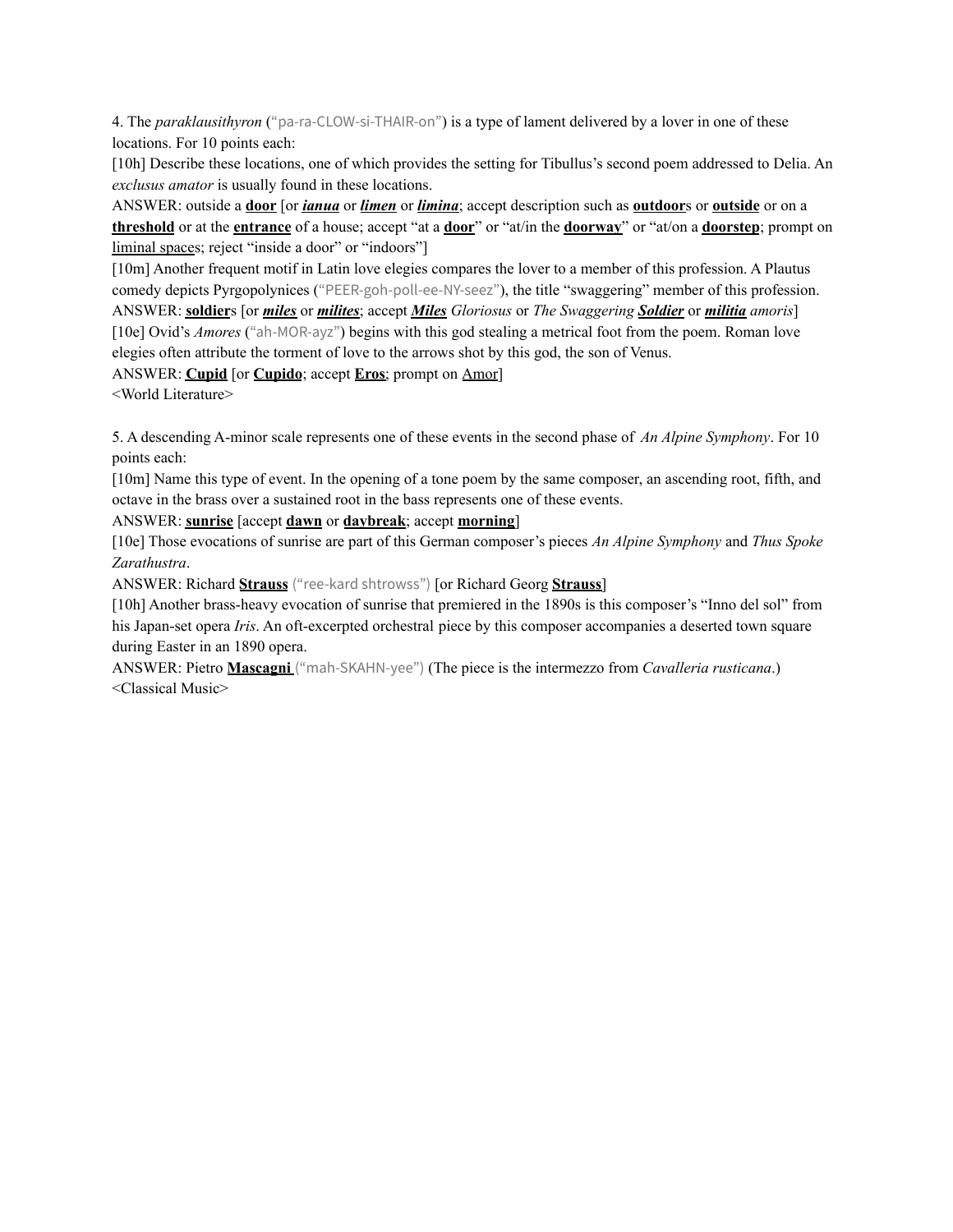4. The *paraklausithyron* ("pa-ra-CLOW-si-THAIR-on") is a type of lament delivered by a lover in one of these locations. For 10 points each:

[10h] Describe these locations, one of which provides the setting for Tibullus's second poem addressed to Delia. An *exclusus amator* is usually found in these locations.

ANSWER: outside a **door** [or ***ianua*** or ***limen*** or ***limina***; accept description such as **outdoor**s or **outside** or on a **threshold** or at the **entrance** of a house; accept "at a **door**" or "at/in the **doorway**" or "at/on a **doorstep**; prompt on liminal spaces; reject "inside a door" or "indoors"]

[10m] Another frequent motif in Latin love elegies compares the lover to a member of this profession. A Plautus comedy depicts Pyrgopolynices ("PEER-goh-poll-ee-NY-seez"), the title "swaggering" member of this profession.

ANSWER: **soldier**s [or ***miles*** or ***milites***; accept ***Miles*** *Gloriosus* or *The Swaggering* ***Soldier*** or ***militia*** *amoris*]

[10e] Ovid's *Amores* ("ah-MOR-ayz") begins with this god stealing a metrical foot from the poem. Roman love elegies often attribute the torment of love to the arrows shot by this god, the son of Venus.

ANSWER: **Cupid** [or **Cupido**; accept **Eros**; prompt on Amor]

<World Literature>

5. A descending A-minor scale represents one of these events in the second phase of *An Alpine Symphony*. For 10 points each:

[10m] Name this type of event. In the opening of a tone poem by the same composer, an ascending root, fifth, and octave in the brass over a sustained root in the bass represents one of these events.

ANSWER: **sunrise** [accept **dawn** or **daybreak**; accept **morning**]

[10e] Those evocations of sunrise are part of this German composer's pieces *An Alpine Symphony* and *Thus Spoke Zarathustra*.

ANSWER: Richard **Strauss** ("ree-kard shtrowss") [or Richard Georg **Strauss**]

[10h] Another brass-heavy evocation of sunrise that premiered in the 1890s is this composer's "Inno del sol" from his Japan-set opera *Iris*. An oft-excerpted orchestral piece by this composer accompanies a deserted town square during Easter in an 1890 opera.

ANSWER: Pietro **Mascagni** ("mah-SKAHN-yee") (The piece is the intermezzo from *Cavalleria rusticana*.)

<Classical Music>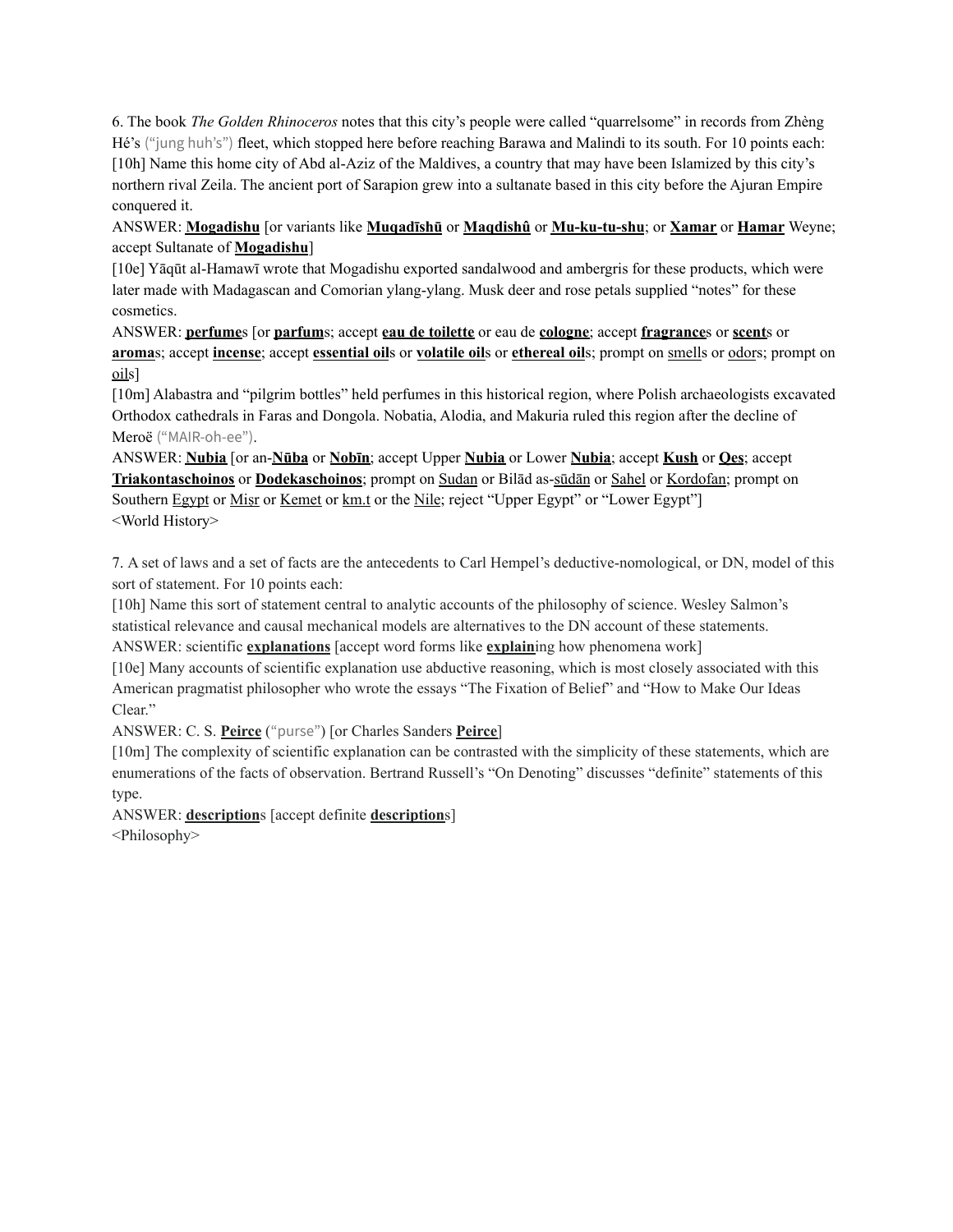6. The book *The Golden Rhinoceros* notes that this city's people were called "quarrelsome" in records from Zhèng Hé's ("jung huh's") fleet, which stopped here before reaching Barawa and Malindi to its south. For 10 points each:

[10h] Name this home city of Abd al-Aziz of the Maldives, a country that may have been Islamized by this city's northern rival Zeila. The ancient port of Sarapion grew into a sultanate based in this city before the Ajuran Empire conquered it.

ANSWER: **Mogadishu** [or variants like **Muqadīshū** or **Maqdishû** or **Mu-ku-tu-shu**; or **Xamar** or **Hamar** Weyne; accept Sultanate of **Mogadishu**]

[10e] Yāqūt al-Hamawī wrote that Mogadishu exported sandalwood and ambergris for these products, which were later made with Madagascan and Comorian ylang-ylang. Musk deer and rose petals supplied "notes" for these cosmetics.

ANSWER: **perfume**s [or **parfum**s; accept **eau de toilette** or eau de **cologne**; accept **fragrance**s or **scent**s or **aroma**s; accept **incense**; accept **essential oil**s or **volatile oil**s or **ethereal oil**s; prompt on smells or odors; prompt on oils]

[10m] Alabastra and "pilgrim bottles" held perfumes in this historical region, where Polish archaeologists excavated Orthodox cathedrals in Faras and Dongola. Nobatia, Alodia, and Makuria ruled this region after the decline of Meroë ("MAIR-oh-ee").

ANSWER: **Nubia** [or an-**Nūba** or **Nobīn**; accept Upper **Nubia** or Lower **Nubia**; accept **Kush** or **Qes**; accept **Triakontaschoinos** or **Dodekaschoinos**; prompt on Sudan or Bilād as-sūdān or Sahel or Kordofan; prompt on Southern Egypt or Miṣr or Kemet or km.t or the Nile; reject "Upper Egypt" or "Lower Egypt"]

<World History>

7. A set of laws and a set of facts are the antecedents to Carl Hempel's deductive-nomological, or DN, model of this sort of statement. For 10 points each:

[10h] Name this sort of statement central to analytic accounts of the philosophy of science. Wesley Salmon's statistical relevance and causal mechanical models are alternatives to the DN account of these statements.

ANSWER: scientific **explanations** [accept word forms like **explain**ing how phenomena work]

[10e] Many accounts of scientific explanation use abductive reasoning, which is most closely associated with this American pragmatist philosopher who wrote the essays "The Fixation of Belief" and "How to Make Our Ideas Clear."

ANSWER: C. S. **Peirce** ("purse") [or Charles Sanders **Peirce**]

[10m] The complexity of scientific explanation can be contrasted with the simplicity of these statements, which are enumerations of the facts of observation. Bertrand Russell's "On Denoting" discusses "definite" statements of this type.

ANSWER: **description**s [accept definite **description**s]

<Philosophy>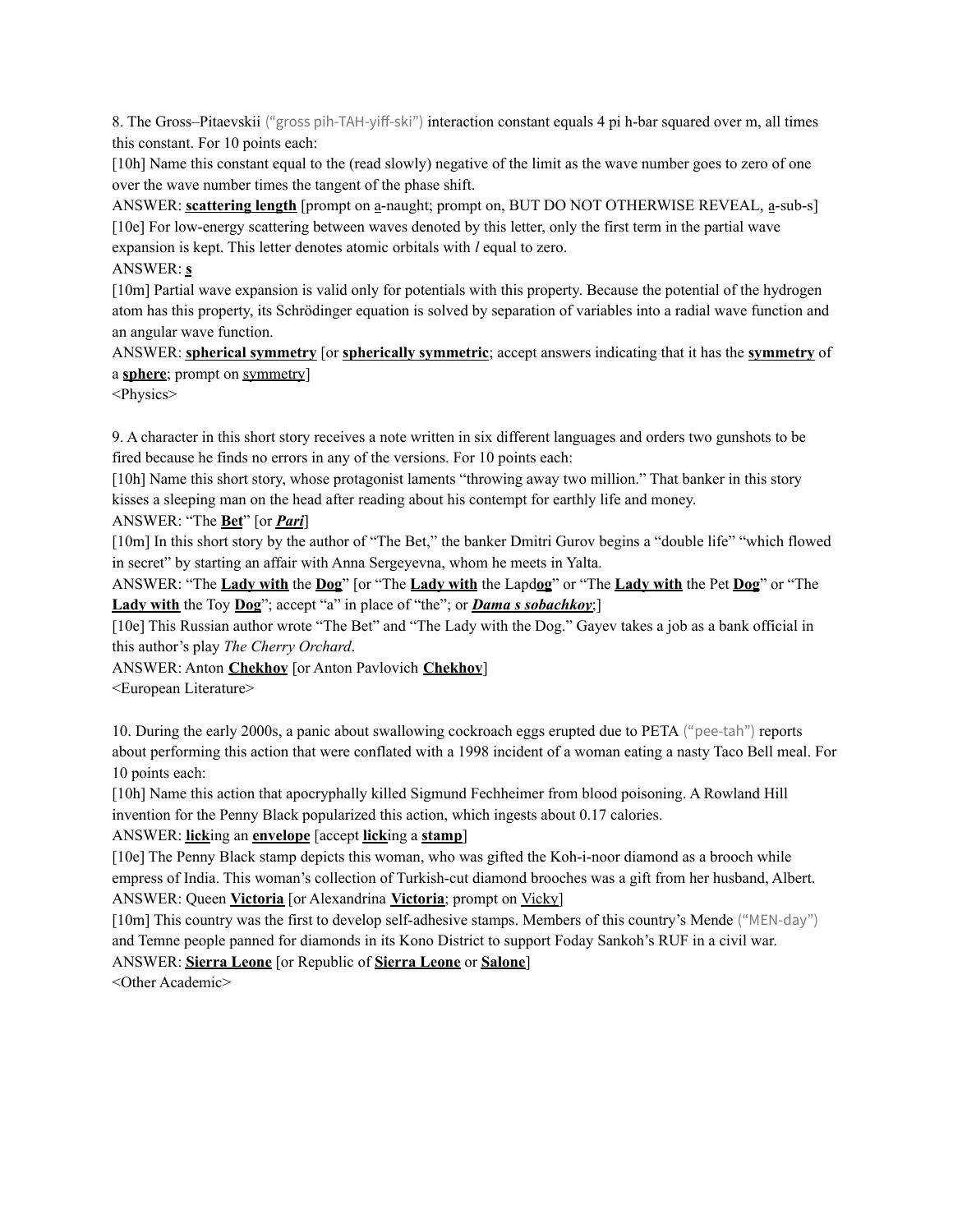8. The Gross–Pitaevskii ("gross pih-TAH-yiff-ski") interaction constant equals 4 pi h-bar squared over m, all times this constant. For 10 points each:

[10h] Name this constant equal to the (read slowly) negative of the limit as the wave number goes to zero of one over the wave number times the tangent of the phase shift.

ANSWER: **scattering length** [prompt on a-naught; prompt on, BUT DO NOT OTHERWISE REVEAL, a-sub-s]

[10e] For low-energy scattering between waves denoted by this letter, only the first term in the partial wave expansion is kept. This letter denotes atomic orbitals with *l* equal to zero.

ANSWER: **s**

[10m] Partial wave expansion is valid only for potentials with this property. Because the potential of the hydrogen atom has this property, its Schrödinger equation is solved by separation of variables into a radial wave function and an angular wave function.

ANSWER: **spherical symmetry** [or **spherically symmetric**; accept answers indicating that it has the **symmetry** of a **sphere**; prompt on symmetry]

<Physics>

9. A character in this short story receives a note written in six different languages and orders two gunshots to be fired because he finds no errors in any of the versions. For 10 points each:

[10h] Name this short story, whose protagonist laments "throwing away two million." That banker in this story kisses a sleeping man on the head after reading about his contempt for earthly life and money.

ANSWER: "The **Bet**" [or ***Pari***]

[10m] In this short story by the author of "The Bet," the banker Dmitri Gurov begins a "double life" "which flowed in secret" by starting an affair with Anna Sergeyevna, whom he meets in Yalta.

ANSWER: "The **Lady with** the **Dog**" [or "The **Lady with** the Lapd**og**" or "The **Lady with** the Pet **Dog**" or "The **Lady with** the Toy **Dog**"; accept "a" in place of "the"; or ***Dama s sobachkoy***;]

[10e] This Russian author wrote "The Bet" and "The Lady with the Dog." Gayev takes a job as a bank official in this author's play *The Cherry Orchard*.

ANSWER: Anton **Chekhov** [or Anton Pavlovich **Chekhov**]

<European Literature>

10. During the early 2000s, a panic about swallowing cockroach eggs erupted due to PETA ("pee-tah") reports about performing this action that were conflated with a 1998 incident of a woman eating a nasty Taco Bell meal. For 10 points each:

[10h] Name this action that apocryphally killed Sigmund Fechheimer from blood poisoning. A Rowland Hill invention for the Penny Black popularized this action, which ingests about 0.17 calories.

ANSWER: **lick**ing an **envelope** [accept **lick**ing a **stamp**]

[10e] The Penny Black stamp depicts this woman, who was gifted the Koh-i-noor diamond as a brooch while empress of India. This woman's collection of Turkish-cut diamond brooches was a gift from her husband, Albert.

ANSWER: Queen **Victoria** [or Alexandrina **Victoria**; prompt on Vicky]

[10m] This country was the first to develop self-adhesive stamps. Members of this country's Mende ("MEN-day") and Temne people panned for diamonds in its Kono District to support Foday Sankoh's RUF in a civil war.

ANSWER: **Sierra Leone** [or Republic of **Sierra Leone** or **Salone**]

<Other Academic>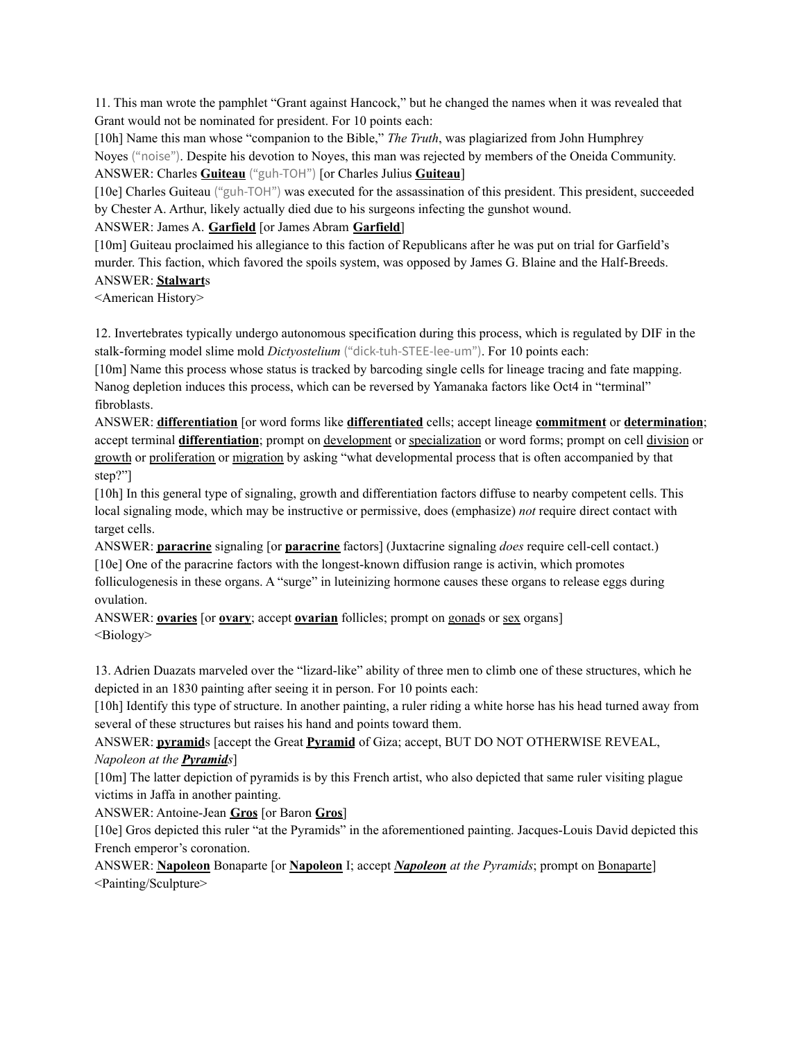11. This man wrote the pamphlet "Grant against Hancock," but he changed the names when it was revealed that Grant would not be nominated for president. For 10 points each:

[10h] Name this man whose "companion to the Bible," *The Truth*, was plagiarized from John Humphrey Noyes ("noise"). Despite his devotion to Noyes, this man was rejected by members of the Oneida Community.

ANSWER: Charles **<u>Guiteau</u>** ("guh-TOH") [or Charles Julius **<u>Guiteau</u>**]

[10e] Charles Guiteau ("guh-TOH") was executed for the assassination of this president. This president, succeeded by Chester A. Arthur, likely actually died due to his surgeons infecting the gunshot wound.

ANSWER: James A. **<u>Garfield</u>** [or James Abram **<u>Garfield</u>**]

[10m] Guiteau proclaimed his allegiance to this faction of Republicans after he was put on trial for Garfield's murder. This faction, which favored the spoils system, was opposed by James G. Blaine and the Half-Breeds.

ANSWER: **<u>Stalwart</u>**s

<American History>

12. Invertebrates typically undergo autonomous specification during this process, which is regulated by DIF in the stalk-forming model slime mold *Dictyostelium* ("dick-tuh-STEE-lee-um"). For 10 points each:

[10m] Name this process whose status is tracked by barcoding single cells for lineage tracing and fate mapping. Nanog depletion induces this process, which can be reversed by Yamanaka factors like Oct4 in "terminal" fibroblasts.

ANSWER: **<u>differentiation</u>** [or word forms like **<u>differentiated</u>** cells; accept lineage **<u>commitment</u>** or **<u>determination</u>**; accept terminal **<u>differentiation</u>**; prompt on <u>development</u> or <u>specialization</u> or word forms; prompt on cell <u>division</u> or <u>growth</u> or <u>proliferation</u> or <u>migration</u> by asking "what developmental process that is often accompanied by that step?"]

[10h] In this general type of signaling, growth and differentiation factors diffuse to nearby competent cells. This local signaling mode, which may be instructive or permissive, does (emphasize) *not* require direct contact with target cells.

ANSWER: **<u>paracrine</u>** signaling [or **<u>paracrine</u>** factors] (Juxtacrine signaling *does* require cell-cell contact.)

[10e] One of the paracrine factors with the longest-known diffusion range is activin, which promotes folliculogenesis in these organs. A "surge" in luteinizing hormone causes these organs to release eggs during ovulation.

ANSWER: **<u>ovaries</u>** [or **<u>ovary</u>**; accept **<u>ovarian</u>** follicles; prompt on <u>gonad</u>s or <u>sex</u> organs]

<Biology>

13. Adrien Duazats marveled over the "lizard-like" ability of three men to climb one of these structures, which he depicted in an 1830 painting after seeing it in person. For 10 points each:

[10h] Identify this type of structure. In another painting, a ruler riding a white horse has his head turned away from several of these structures but raises his hand and points toward them.

ANSWER: **<u>pyramid</u>**s [accept the Great **<u>Pyramid</u>** of Giza; accept, BUT DO NOT OTHERWISE REVEAL, *Napoleon at the **<u>Pyramids</u>***]

[10m] The latter depiction of pyramids is by this French artist, who also depicted that same ruler visiting plague victims in Jaffa in another painting.

ANSWER: Antoine-Jean **<u>Gros</u>** [or Baron **<u>Gros</u>**]

[10e] Gros depicted this ruler "at the Pyramids" in the aforementioned painting. Jacques-Louis David depicted this French emperor's coronation.

ANSWER: **<u>Napoleon</u>** Bonaparte [or **<u>Napoleon</u>** I; accept ***<u>Napoleon</u>** at the Pyramids*; prompt on <u>Bonaparte</u>]

<Painting/Sculpture>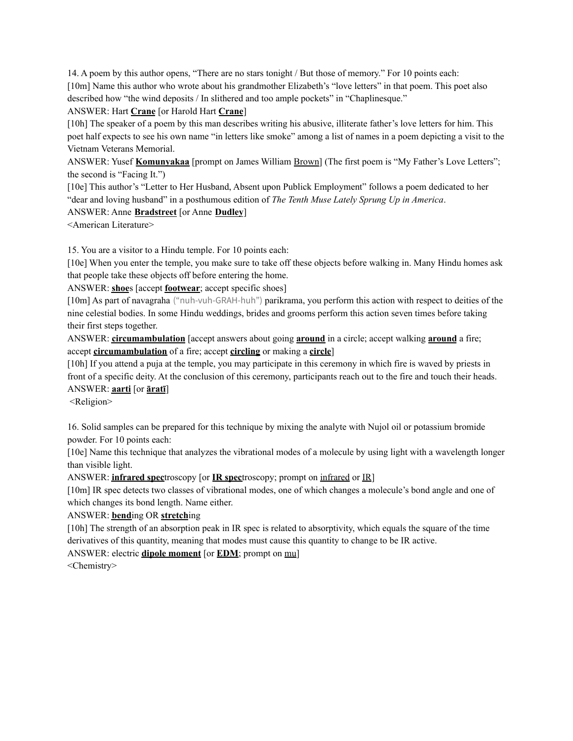14. A poem by this author opens, "There are no stars tonight / But those of memory." For 10 points each:

[10m] Name this author who wrote about his grandmother Elizabeth's "love letters" in that poem. This poet also described how "the wind deposits / In slithered and too ample pockets" in "Chaplinesque."

ANSWER: Hart **Crane** [or Harold Hart **Crane**]

[10h] The speaker of a poem by this man describes writing his abusive, illiterate father's love letters for him. This poet half expects to see his own name "in letters like smoke" among a list of names in a poem depicting a visit to the Vietnam Veterans Memorial.

ANSWER: Yusef **Komunyakaa** [prompt on James William Brown] (The first poem is "My Father's Love Letters"; the second is "Facing It.")

[10e] This author's "Letter to Her Husband, Absent upon Publick Employment" follows a poem dedicated to her "dear and loving husband" in a posthumous edition of *The Tenth Muse Lately Sprung Up in America*.

ANSWER: Anne **Bradstreet** [or Anne **Dudley**]

<American Literature>

15. You are a visitor to a Hindu temple. For 10 points each:

[10e] When you enter the temple, you make sure to take off these objects before walking in. Many Hindu homes ask that people take these objects off before entering the home.

ANSWER: **shoe**s [accept **footwear**; accept specific shoes]

[10m] As part of navagraha ("nuh-vuh-GRAH-huh") parikrama, you perform this action with respect to deities of the nine celestial bodies. In some Hindu weddings, brides and grooms perform this action seven times before taking their first steps together.

ANSWER: **circumambulation** [accept answers about going **around** in a circle; accept walking **around** a fire; accept **circumambulation** of a fire; accept **circling** or making a **circle**]

[10h] If you attend a puja at the temple, you may participate in this ceremony in which fire is waved by priests in front of a specific deity. At the conclusion of this ceremony, participants reach out to the fire and touch their heads.

ANSWER: **aarti** [or **āratī**]

<Religion>

16. Solid samples can be prepared for this technique by mixing the analyte with Nujol oil or potassium bromide powder. For 10 points each:

[10e] Name this technique that analyzes the vibrational modes of a molecule by using light with a wavelength longer than visible light.

ANSWER: **infrared spec**troscopy [or **IR spec**troscopy; prompt on infrared or IR]

[10m] IR spec detects two classes of vibrational modes, one of which changes a molecule's bond angle and one of which changes its bond length. Name either.

ANSWER: **bend**ing OR **stretch**ing

[10h] The strength of an absorption peak in IR spec is related to absorptivity, which equals the square of the time derivatives of this quantity, meaning that modes must cause this quantity to change to be IR active.

ANSWER: electric **dipole moment** [or **EDM**; prompt on mu]

<Chemistry>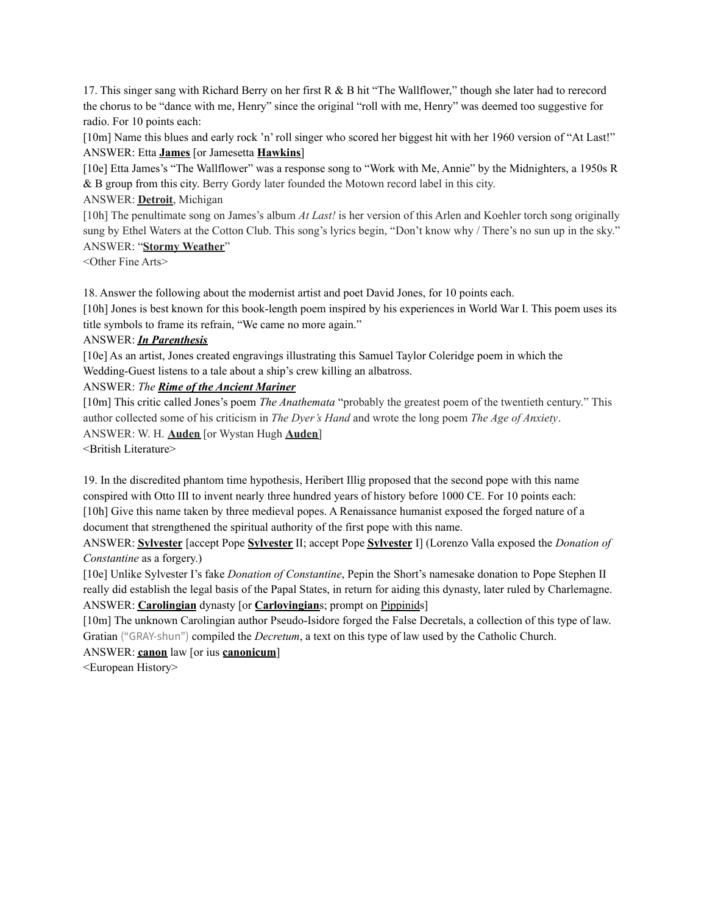17. This singer sang with Richard Berry on her first R & B hit "The Wallflower," though she later had to rerecord the chorus to be "dance with me, Henry" since the original "roll with me, Henry" was deemed too suggestive for radio. For 10 points each:

[10m] Name this blues and early rock 'n' roll singer who scored her biggest hit with her 1960 version of "At Last!"

ANSWER: Etta **James** [or Jamesetta **Hawkins**]

[10e] Etta James's "The Wallflower" was a response song to "Work with Me, Annie" by the Midnighters, a 1950s R & B group from this city. Berry Gordy later founded the Motown record label in this city.

ANSWER: **Detroit**, Michigan

[10h] The penultimate song on James's album *At Last!* is her version of this Arlen and Koehler torch song originally sung by Ethel Waters at the Cotton Club. This song's lyrics begin, "Don't know why / There's no sun up in the sky."

ANSWER: "**Stormy Weather**"

<Other Fine Arts>

18. Answer the following about the modernist artist and poet David Jones, for 10 points each.

[10h] Jones is best known for this book-length poem inspired by his experiences in World War I. This poem uses its title symbols to frame its refrain, "We came no more again."

ANSWER: ***In Parenthesis***

[10e] As an artist, Jones created engravings illustrating this Samuel Taylor Coleridge poem in which the Wedding-Guest listens to a tale about a ship's crew killing an albatross.

ANSWER: *The* ***Rime of the Ancient Mariner***

[10m] This critic called Jones's poem *The Anathemata* "probably the greatest poem of the twentieth century." This author collected some of his criticism in *The Dyer's Hand* and wrote the long poem *The Age of Anxiety*.

ANSWER: W. H. **Auden** [or Wystan Hugh **Auden**]

<British Literature>

19. In the discredited phantom time hypothesis, Heribert Illig proposed that the second pope with this name conspired with Otto III to invent nearly three hundred years of history before 1000 CE. For 10 points each:

[10h] Give this name taken by three medieval popes. A Renaissance humanist exposed the forged nature of a document that strengthened the spiritual authority of the first pope with this name.

ANSWER: **Sylvester** [accept Pope **Sylvester** II; accept Pope **Sylvester** I] (Lorenzo Valla exposed the *Donation of Constantine* as a forgery.)

[10e] Unlike Sylvester I's fake *Donation of Constantine*, Pepin the Short's namesake donation to Pope Stephen II really did establish the legal basis of the Papal States, in return for aiding this dynasty, later ruled by Charlemagne.

ANSWER: **Carolingian** dynasty [or **Carlovingian**s; prompt on Pippinids]

[10m] The unknown Carolingian author Pseudo-Isidore forged the False Decretals, a collection of this type of law. Gratian ("GRAY-shun") compiled the *Decretum*, a text on this type of law used by the Catholic Church.

ANSWER: **canon** law [or ius **canonicum**]

<European History>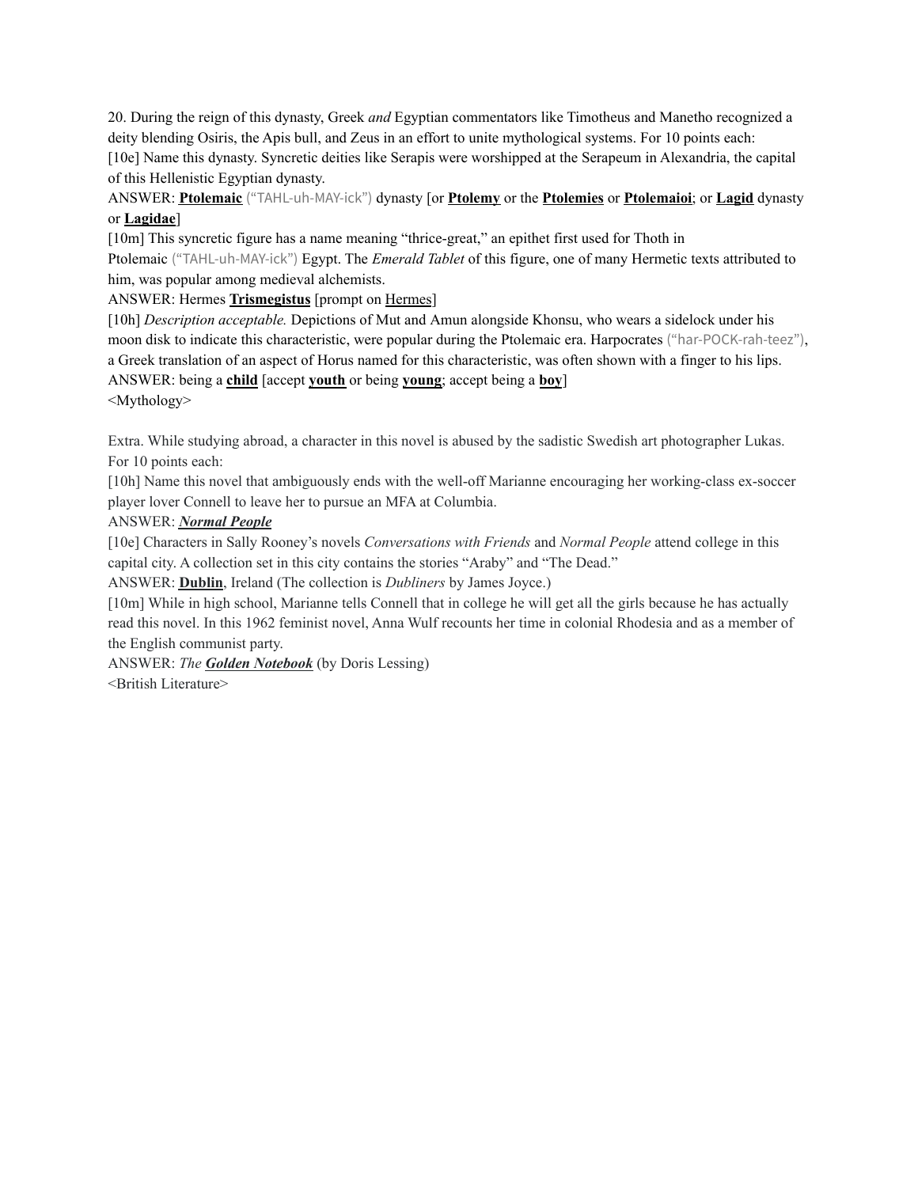20. During the reign of this dynasty, Greek *and* Egyptian commentators like Timotheus and Manetho recognized a deity blending Osiris, the Apis bull, and Zeus in an effort to unite mythological systems. For 10 points each:

[10e] Name this dynasty. Syncretic deities like Serapis were worshipped at the Serapeum in Alexandria, the capital of this Hellenistic Egyptian dynasty.

ANSWER: **Ptolemaic** ("TAHL-uh-MAY-ick") dynasty [or **Ptolemy** or the **Ptolemies** or **Ptolemaioi**; or **Lagid** dynasty or **Lagidae**]

[10m] This syncretic figure has a name meaning "thrice-great," an epithet first used for Thoth in Ptolemaic ("TAHL-uh-MAY-ick") Egypt. The *Emerald Tablet* of this figure, one of many Hermetic texts attributed to him, was popular among medieval alchemists.

ANSWER: Hermes **Trismegistus** [prompt on Hermes]

[10h] *Description acceptable.* Depictions of Mut and Amun alongside Khonsu, who wears a sidelock under his moon disk to indicate this characteristic, were popular during the Ptolemaic era. Harpocrates ("har-POCK-rah-teez"), a Greek translation of an aspect of Horus named for this characteristic, was often shown with a finger to his lips.

ANSWER: being a **child** [accept **youth** or being **young**; accept being a **boy**]

<Mythology>

Extra. While studying abroad, a character in this novel is abused by the sadistic Swedish art photographer Lukas. For 10 points each:

[10h] Name this novel that ambiguously ends with the well-off Marianne encouraging her working-class ex-soccer player lover Connell to leave her to pursue an MFA at Columbia.

ANSWER: ***Normal People***

[10e] Characters in Sally Rooney's novels *Conversations with Friends* and *Normal People* attend college in this capital city. A collection set in this city contains the stories "Araby" and "The Dead."

ANSWER: **Dublin**, Ireland (The collection is *Dubliners* by James Joyce.)

[10m] While in high school, Marianne tells Connell that in college he will get all the girls because he has actually read this novel. In this 1962 feminist novel, Anna Wulf recounts her time in colonial Rhodesia and as a member of the English communist party.

ANSWER: *The* ***Golden Notebook*** (by Doris Lessing)

<British Literature>